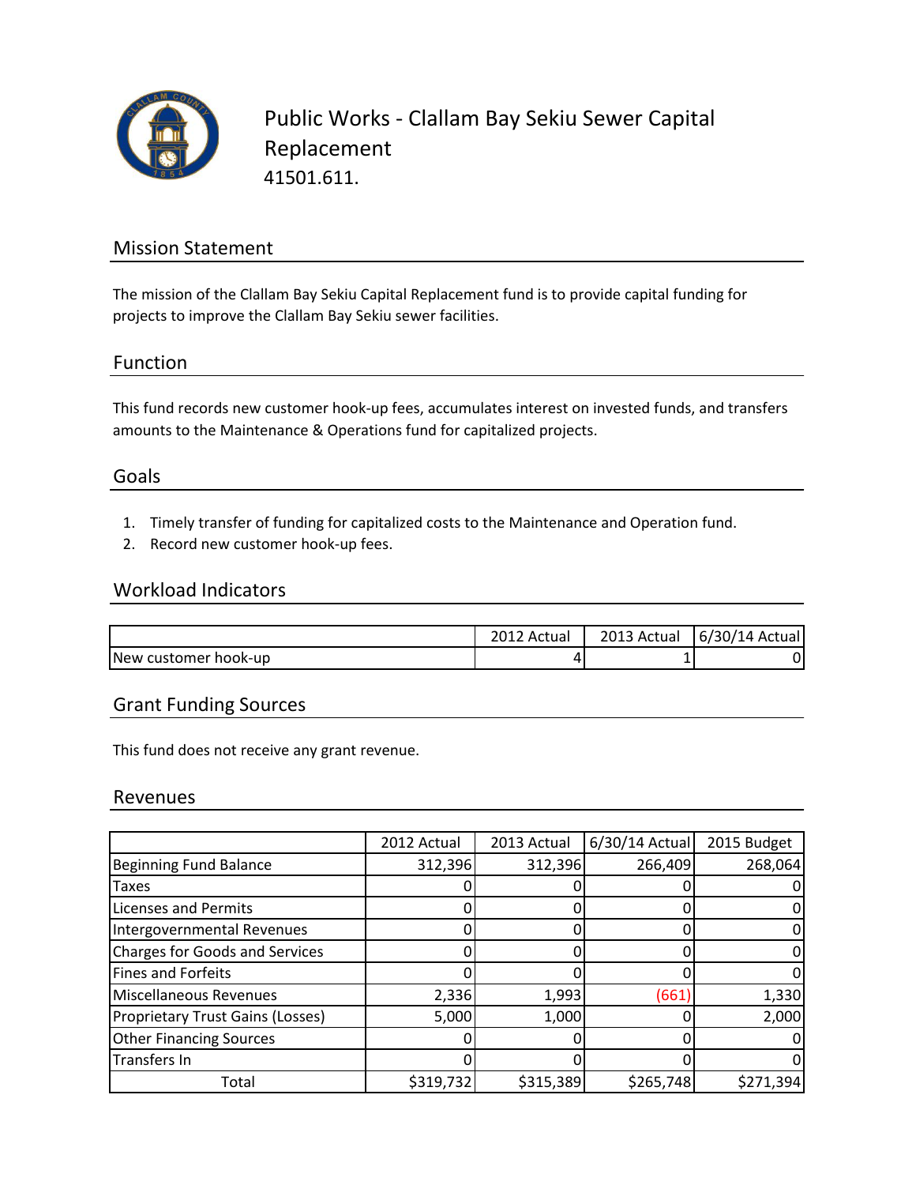# Public Works - Clallam Bay Sekiu Sewer Capital Replacement

41501.611.

## Mission Statement

The mission of the Clallam Bay Sekiu Capital Replacement fund is to provide capital funding for projects to improve the Clallam Bay Sekiu sewer facilities.

## Function

This fund records new customer hook-up fees, accumulates interest on invested funds, and transfers amounts to the Maintenance & Operations fund for capitalized projects.

## Goals

1. Timely transfer of funding for capitalized costs to the Maintenance and Operation fund.
2. Record new customer hook-up fees.

## Workload Indicators

| | 2012 Actual | 2013 Actual | 6/30/14 Actual |
|---|---|---|---|
| New customer hook-up | 4 | 1 | 0 |

## Grant Funding Sources

This fund does not receive any grant revenue.

## Revenues

| | 2012 Actual | 2013 Actual | 6/30/14 Actual | 2015 Budget |
|---|---|---|---|---|
| Beginning Fund Balance | 312,396 | 312,396 | 266,409 | 268,064 |
| Taxes | 0 | 0 | 0 | 0 |
| Licenses and Permits | 0 | 0 | 0 | 0 |
| Intergovernmental Revenues | 0 | 0 | 0 | 0 |
| Charges for Goods and Services | 0 | 0 | 0 | 0 |
| Fines and Forfeits | 0 | 0 | 0 | 0 |
| Miscellaneous Revenues | 2,336 | 1,993 | (661) | 1,330 |
| Proprietary Trust Gains (Losses) | 5,000 | 1,000 | 0 | 2,000 |
| Other Financing Sources | 0 | 0 | 0 | 0 |
| Transfers In | 0 | 0 | 0 | 0 |
| Total | $319,732 | $315,389 | $265,748 | $271,394 |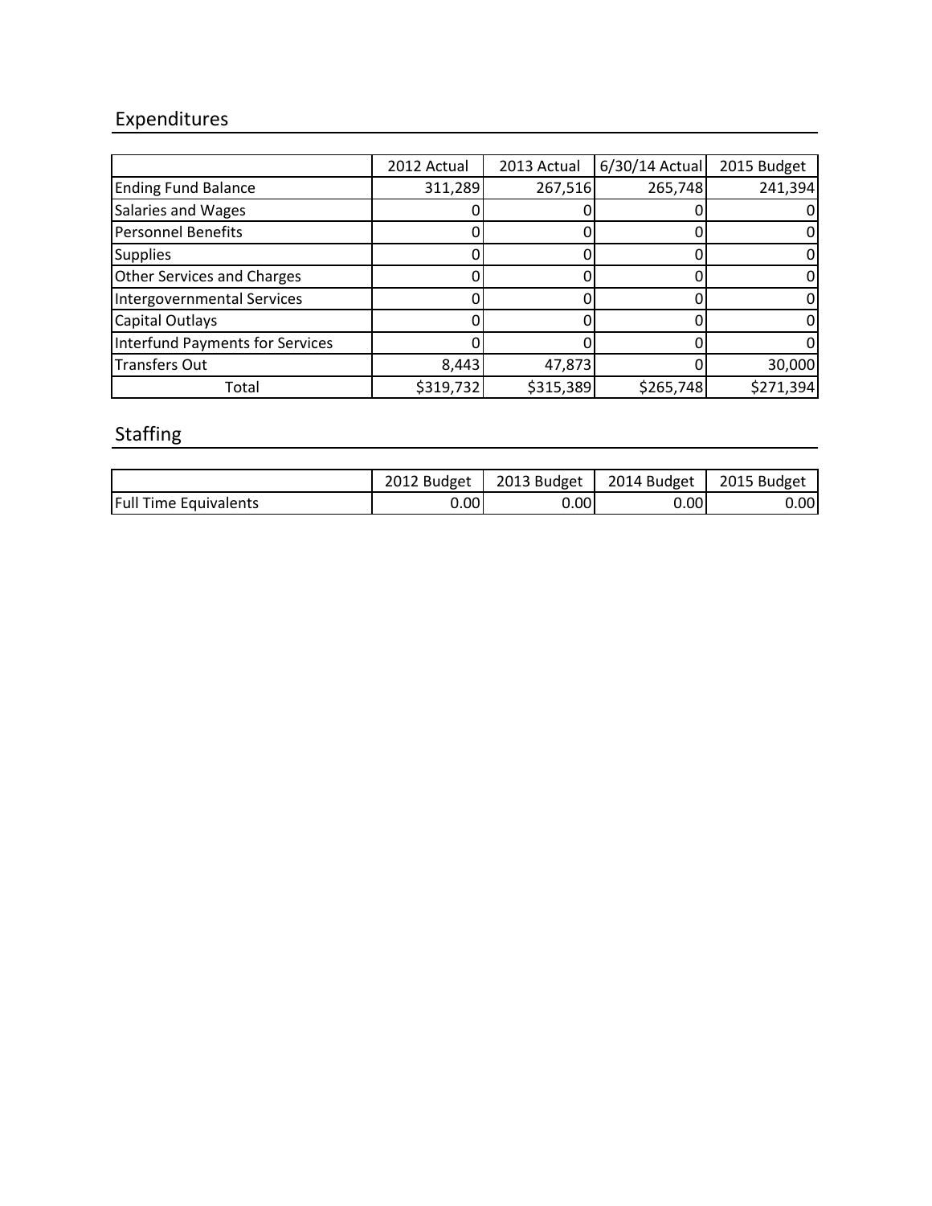## Expenditures

| | 2012 Actual | 2013 Actual | 6/30/14 Actual | 2015 Budget |
|---|---|---|---|---|
| Ending Fund Balance | 311,289 | 267,516 | 265,748 | 241,394 |
| Salaries and Wages | 0 | 0 | 0 | 0 |
| Personnel Benefits | 0 | 0 | 0 | 0 |
| Supplies | 0 | 0 | 0 | 0 |
| Other Services and Charges | 0 | 0 | 0 | 0 |
| Intergovernmental Services | 0 | 0 | 0 | 0 |
| Capital Outlays | 0 | 0 | 0 | 0 |
| Interfund Payments for Services | 0 | 0 | 0 | 0 |
| Transfers Out | 8,443 | 47,873 | 0 | 30,000 |
| Total | $319,732 | $315,389 | $265,748 | $271,394 |

## Staffing

| | 2012 Budget | 2013 Budget | 2014 Budget | 2015 Budget |
|---|---|---|---|---|
| Full Time Equivalents | 0.00 | 0.00 | 0.00 | 0.00 |